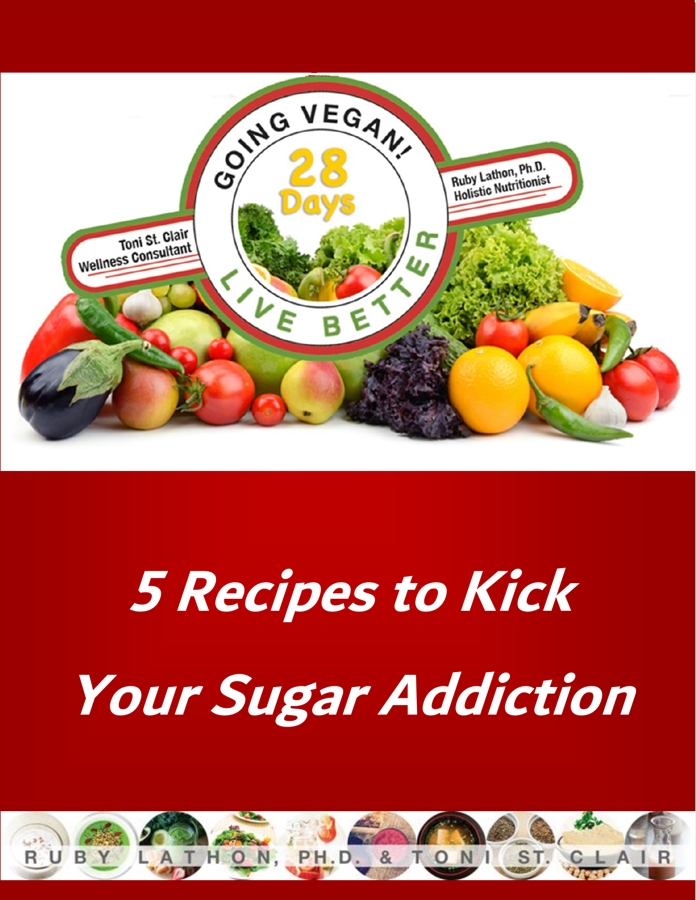GOING VEGAN!

28 Days

LIVE BETTER

Toni St. Clair
Wellness Consultant

Ruby Lathon, Ph.D.
Holistic Nutritionist

# 5 Recipes to Kick Your Sugar Addiction

RUBY LATHON, PH.D. & TONI ST. CLAIR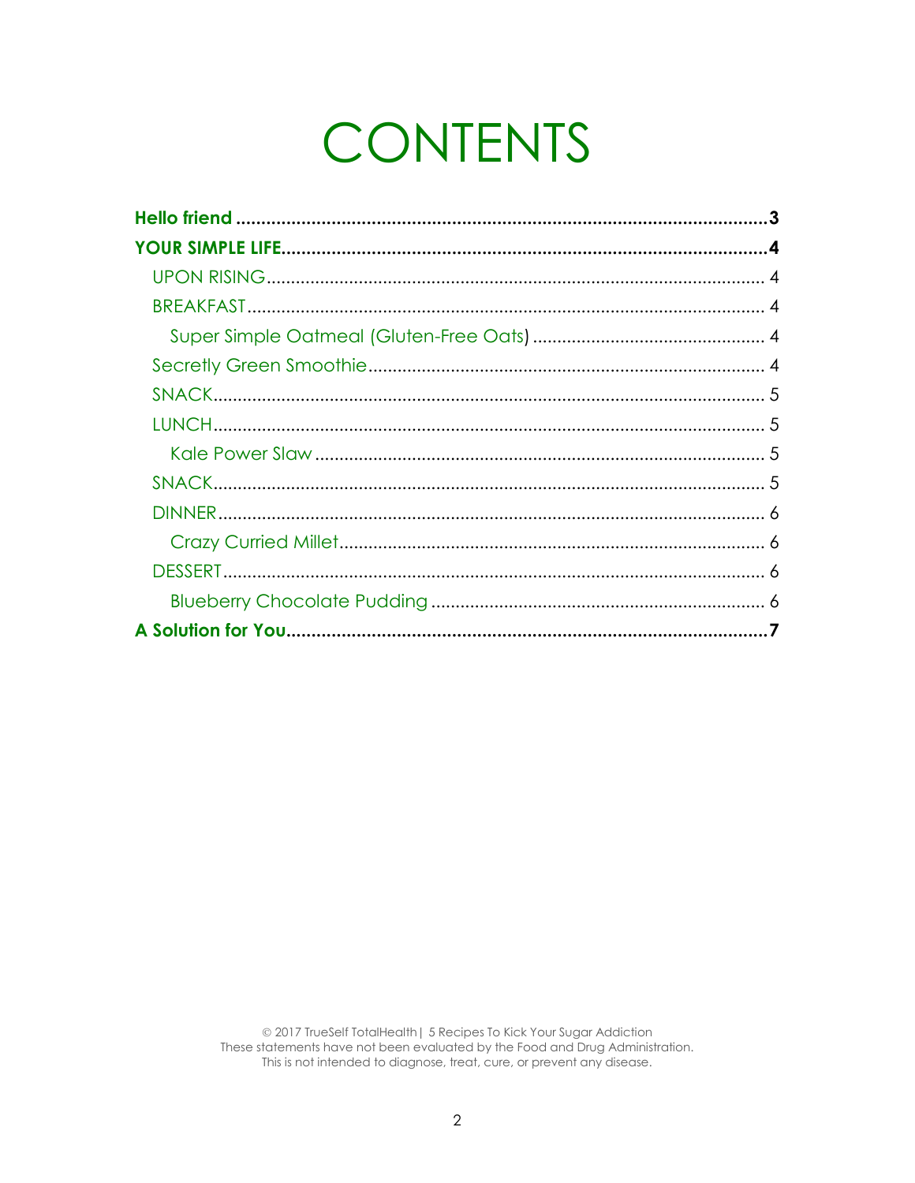# CONTENTS

**Hello friend** .......... **3**

**YOUR SIMPLE LIFE** .......... **4**

- UPON RISING .......... 4
- BREAKFAST .......... 4
  - Super Simple Oatmeal (Gluten-Free Oats) .......... 4
- Secretly Green Smoothie .......... 4
- SNACK .......... 5
- LUNCH .......... 5
  - Kale Power Slaw .......... 5
- SNACK .......... 5
- DINNER .......... 6
  - Crazy Curried Millet .......... 6
- DESSERT .......... 6
  - Blueberry Chocolate Pudding .......... 6

**A Solution for You** .......... **7**

© 2017 TrueSelf TotalHealth | 5 Recipes To Kick Your Sugar Addiction
These statements have not been evaluated by the Food and Drug Administration.
This is not intended to diagnose, treat, cure, or prevent any disease.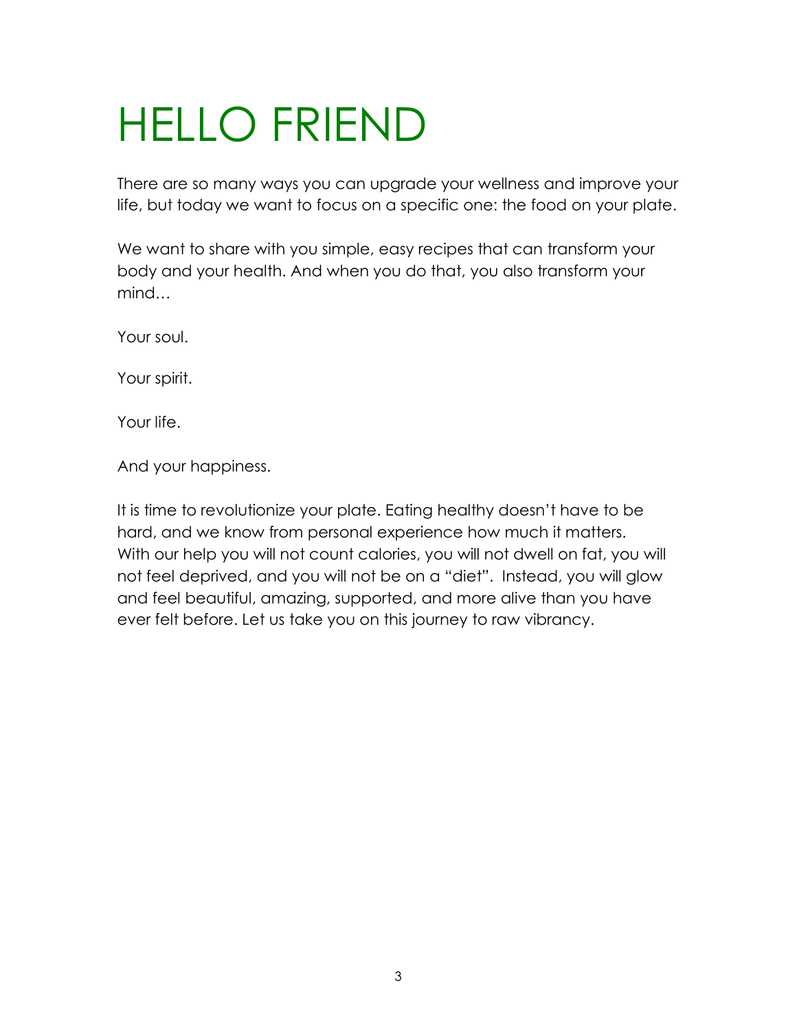# HELLO FRIEND

There are so many ways you can upgrade your wellness and improve your life, but today we want to focus on a specific one: the food on your plate.

We want to share with you simple, easy recipes that can transform your body and your health. And when you do that, you also transform your mind…

Your soul.

Your spirit.

Your life.

And your happiness.

It is time to revolutionize your plate. Eating healthy doesn't have to be hard, and we know from personal experience how much it matters. With our help you will not count calories, you will not dwell on fat, you will not feel deprived, and you will not be on a "diet". Instead, you will glow and feel beautiful, amazing, supported, and more alive than you have ever felt before. Let us take you on this journey to raw vibrancy.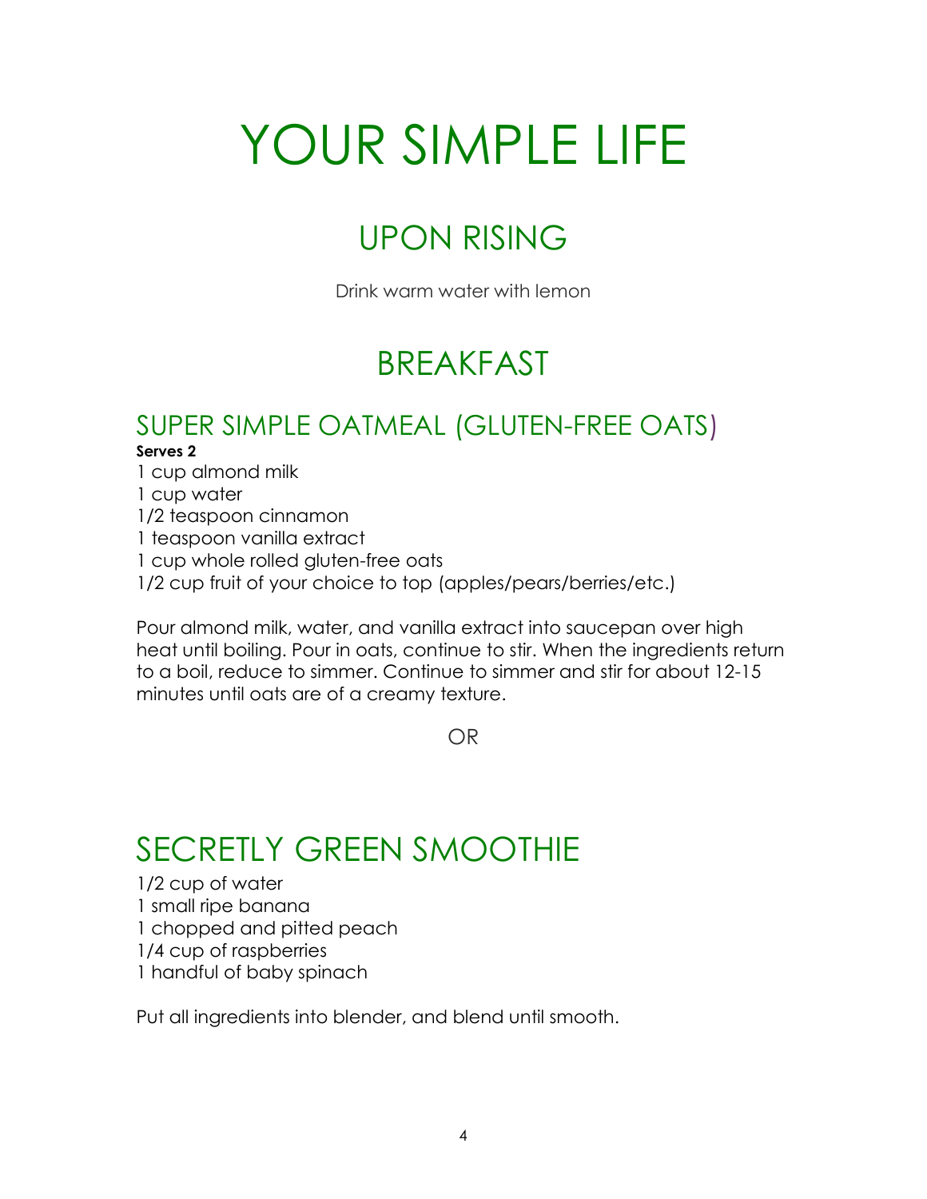# YOUR SIMPLE LIFE

## UPON RISING

Drink warm water with lemon

## BREAKFAST

### SUPER SIMPLE OATMEAL (GLUTEN-FREE OATS)

**Serves 2**

1 cup almond milk
1 cup water
1/2 teaspoon cinnamon
1 teaspoon vanilla extract
1 cup whole rolled gluten-free oats
1/2 cup fruit of your choice to top (apples/pears/berries/etc.)

Pour almond milk, water, and vanilla extract into saucepan over high heat until boiling. Pour in oats, continue to stir. When the ingredients return to a boil, reduce to simmer. Continue to simmer and stir for about 12-15 minutes until oats are of a creamy texture.

OR

### SECRETLY GREEN SMOOTHIE

1/2 cup of water
1 small ripe banana
1 chopped and pitted peach
1/4 cup of raspberries
1 handful of baby spinach

Put all ingredients into blender, and blend until smooth.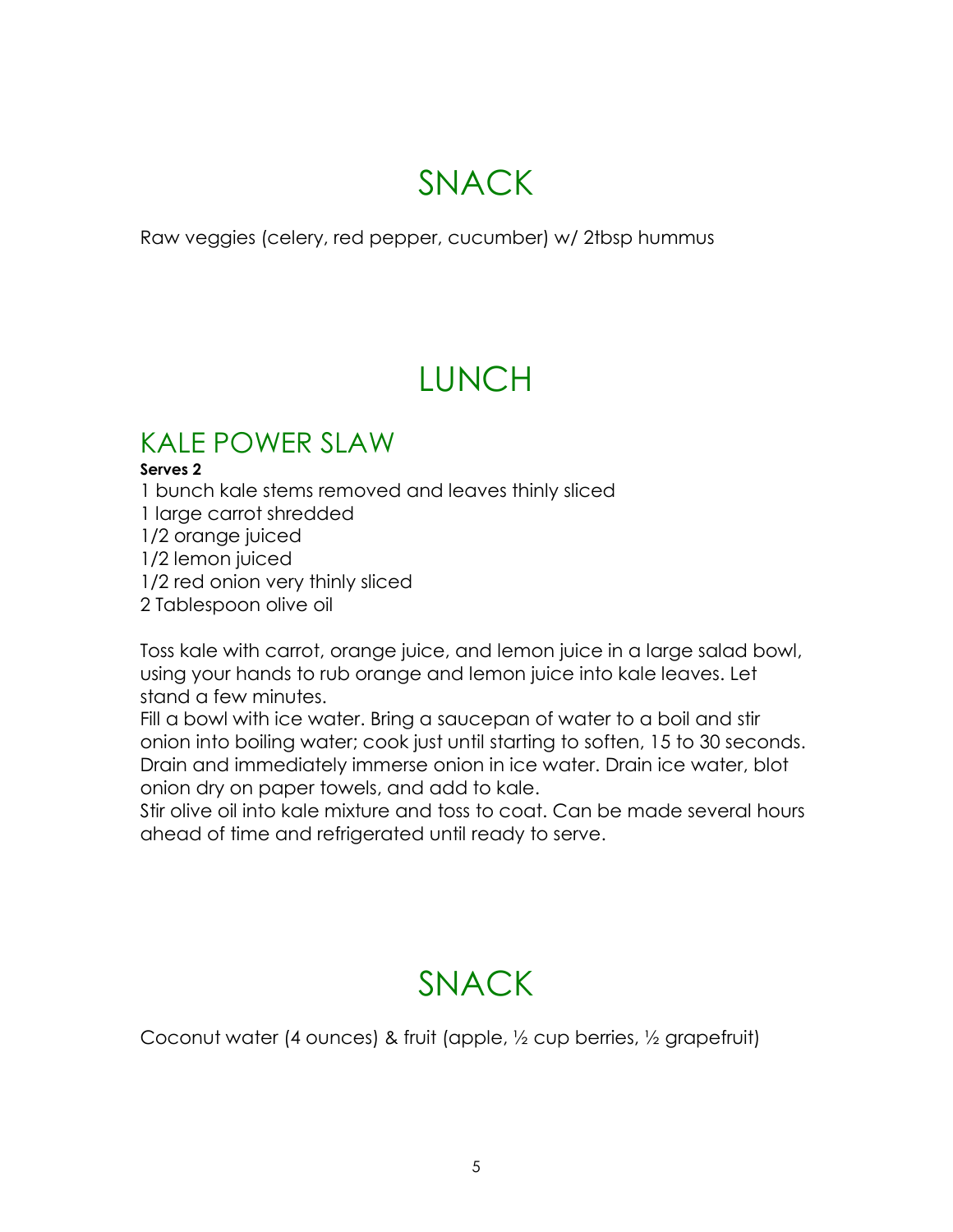# SNACK

Raw veggies (celery, red pepper, cucumber) w/ 2tbsp hummus

# LUNCH

## KALE POWER SLAW

**Serves 2**

1 bunch kale stems removed and leaves thinly sliced
1 large carrot shredded
1/2 orange juiced
1/2 lemon juiced
1/2 red onion very thinly sliced
2 Tablespoon olive oil

Toss kale with carrot, orange juice, and lemon juice in a large salad bowl, using your hands to rub orange and lemon juice into kale leaves. Let stand a few minutes.
Fill a bowl with ice water. Bring a saucepan of water to a boil and stir onion into boiling water; cook just until starting to soften, 15 to 30 seconds. Drain and immediately immerse onion in ice water. Drain ice water, blot onion dry on paper towels, and add to kale.
Stir olive oil into kale mixture and toss to coat. Can be made several hours ahead of time and refrigerated until ready to serve.

# SNACK

Coconut water (4 ounces) & fruit (apple, ½ cup berries, ½ grapefruit)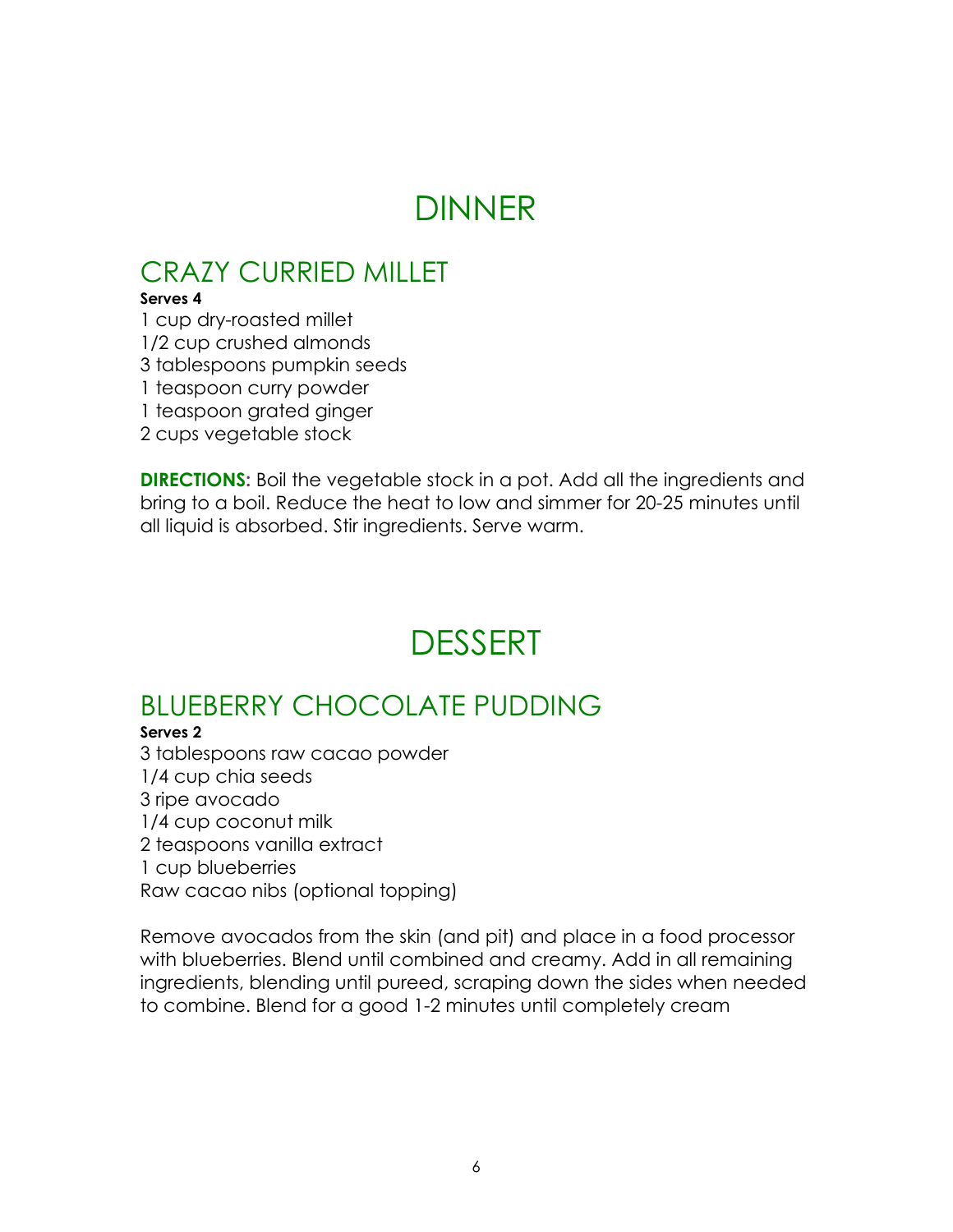# DINNER

## CRAZY CURRIED MILLET

**Serves 4**

1 cup dry-roasted millet
1/2 cup crushed almonds
3 tablespoons pumpkin seeds
1 teaspoon curry powder
1 teaspoon grated ginger
2 cups vegetable stock

**DIRECTIONS:** Boil the vegetable stock in a pot. Add all the ingredients and bring to a boil. Reduce the heat to low and simmer for 20-25 minutes until all liquid is absorbed. Stir ingredients. Serve warm.

# DESSERT

## BLUEBERRY CHOCOLATE PUDDING

**Serves 2**

3 tablespoons raw cacao powder
1/4 cup chia seeds
3 ripe avocado
1/4 cup coconut milk
2 teaspoons vanilla extract
1 cup blueberries
Raw cacao nibs (optional topping)

Remove avocados from the skin (and pit) and place in a food processor with blueberries. Blend until combined and creamy. Add in all remaining ingredients, blending until pureed, scraping down the sides when needed to combine. Blend for a good 1-2 minutes until completely cream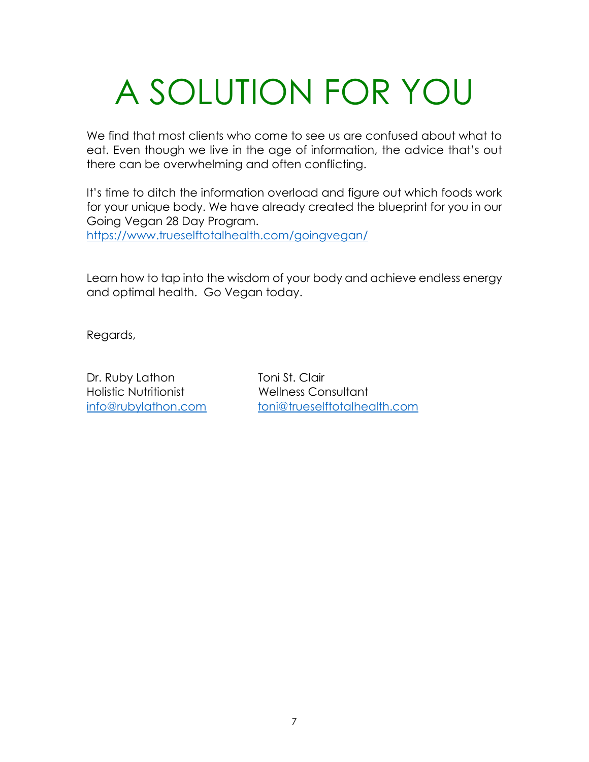# A SOLUTION FOR YOU

We find that most clients who come to see us are confused about what to eat. Even though we live in the age of information, the advice that's out there can be overwhelming and often conflicting.

It's time to ditch the information overload and figure out which foods work for your unique body. We have already created the blueprint for you in our Going Vegan 28 Day Program.
https://www.trueselftotalhealth.com/goingvegan/

Learn how to tap into the wisdom of your body and achieve endless energy and optimal health. Go Vegan today.

Regards,

Dr. Ruby Lathon
Holistic Nutritionist
info@rubylathon.com

Toni St. Clair
Wellness Consultant
toni@trueselftotalhealth.com